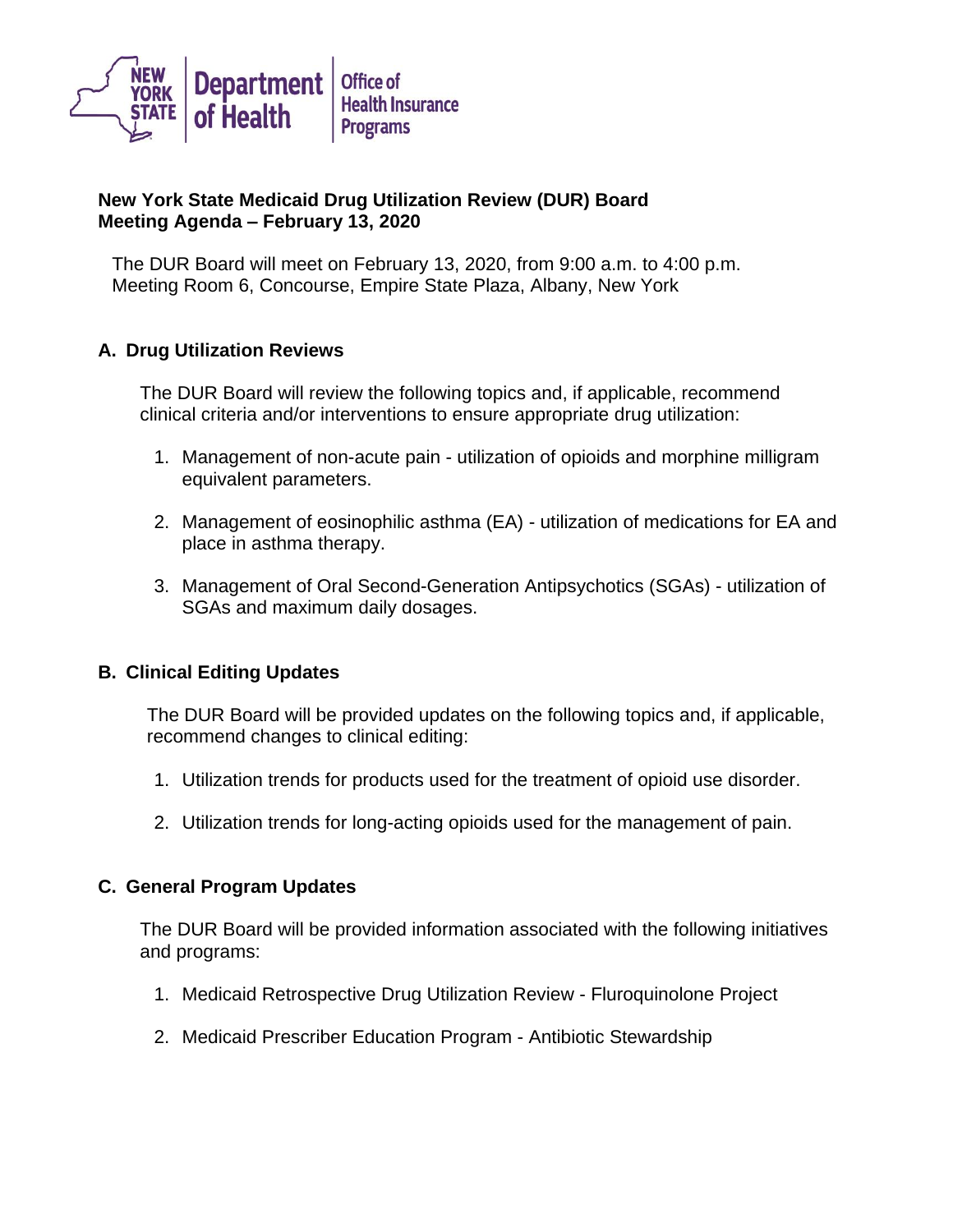New York State Department of Health | Office of Health Insurance Programs

**New York State Medicaid Drug Utilization Review (DUR) Board**
**Meeting Agenda – February 13, 2020**

The DUR Board will meet on February 13, 2020, from 9:00 a.m. to 4:00 p.m.
Meeting Room 6, Concourse, Empire State Plaza, Albany, New York

## A. Drug Utilization Reviews

The DUR Board will review the following topics and, if applicable, recommend clinical criteria and/or interventions to ensure appropriate drug utilization:

1. Management of non-acute pain - utilization of opioids and morphine milligram equivalent parameters.

2. Management of eosinophilic asthma (EA) - utilization of medications for EA and place in asthma therapy.

3. Management of Oral Second-Generation Antipsychotics (SGAs) - utilization of SGAs and maximum daily dosages.

## B. Clinical Editing Updates

The DUR Board will be provided updates on the following topics and, if applicable, recommend changes to clinical editing:

1. Utilization trends for products used for the treatment of opioid use disorder.

2. Utilization trends for long-acting opioids used for the management of pain.

## C. General Program Updates

The DUR Board will be provided information associated with the following initiatives and programs:

1. Medicaid Retrospective Drug Utilization Review - Fluroquinolone Project

2. Medicaid Prescriber Education Program - Antibiotic Stewardship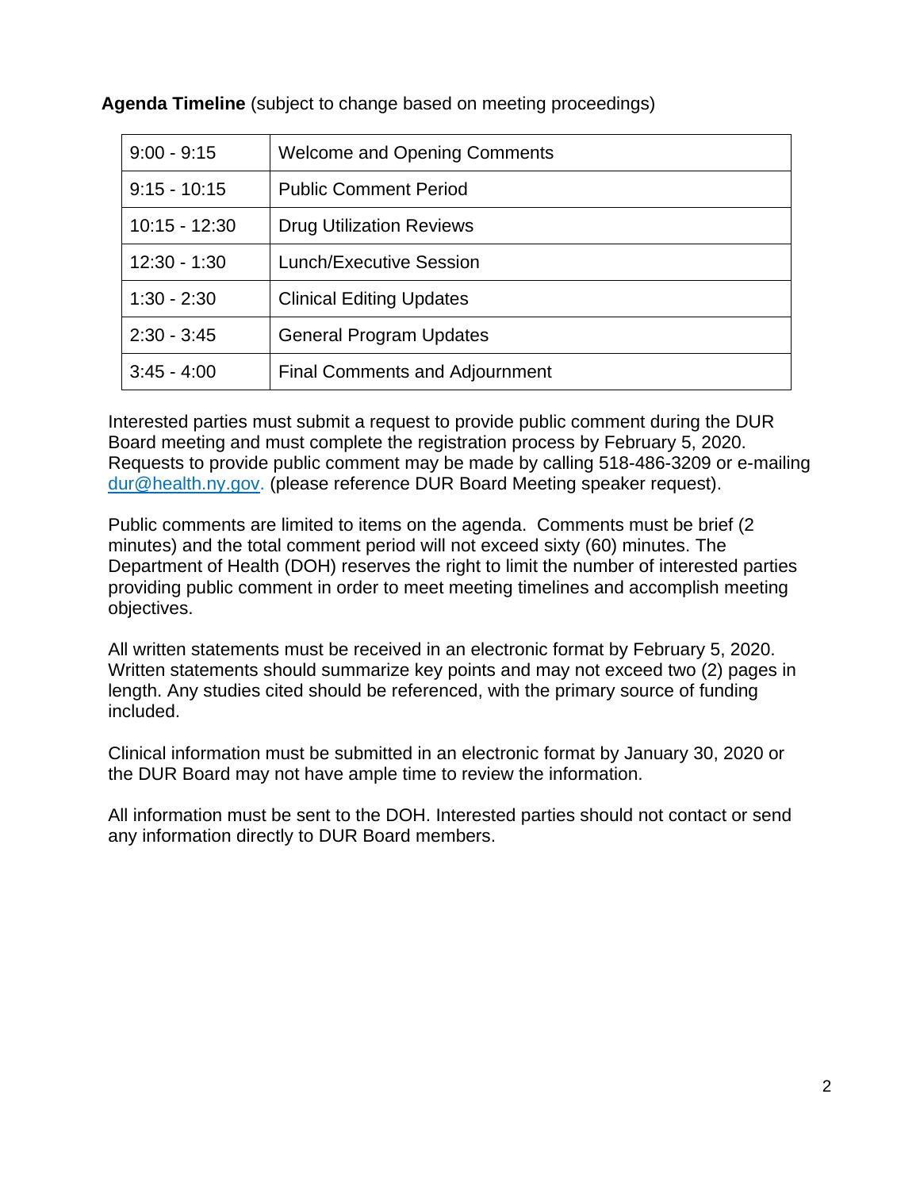**Agenda Timeline** (subject to change based on meeting proceedings)

| | |
|---|---|
| 9:00 - 9:15 | Welcome and Opening Comments |
| 9:15 - 10:15 | Public Comment Period |
| 10:15 - 12:30 | Drug Utilization Reviews |
| 12:30 - 1:30 | Lunch/Executive Session |
| 1:30 - 2:30 | Clinical Editing Updates |
| 2:30 - 3:45 | General Program Updates |
| 3:45 - 4:00 | Final Comments and Adjournment |

Interested parties must submit a request to provide public comment during the DUR Board meeting and must complete the registration process by February 5, 2020. Requests to provide public comment may be made by calling 518-486-3209 or e-mailing dur@health.ny.gov. (please reference DUR Board Meeting speaker request).

Public comments are limited to items on the agenda. Comments must be brief (2 minutes) and the total comment period will not exceed sixty (60) minutes. The Department of Health (DOH) reserves the right to limit the number of interested parties providing public comment in order to meet meeting timelines and accomplish meeting objectives.

All written statements must be received in an electronic format by February 5, 2020. Written statements should summarize key points and may not exceed two (2) pages in length. Any studies cited should be referenced, with the primary source of funding included.

Clinical information must be submitted in an electronic format by January 30, 2020 or the DUR Board may not have ample time to review the information.

All information must be sent to the DOH. Interested parties should not contact or send any information directly to DUR Board members.